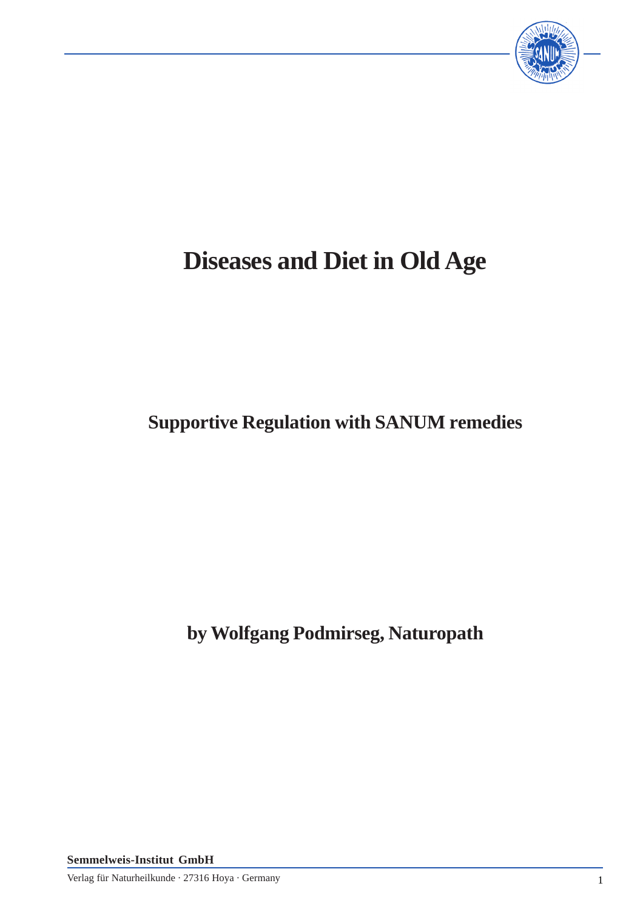# Diseases and Diet in Old Age

## Supportive Regulation with SANUM remedies

**by Wolfgang Podmirseg, Naturopath**

**Semmelweis-Institut GmbH**

Verlag für Naturheilkunde · 27316 Hoya · Germany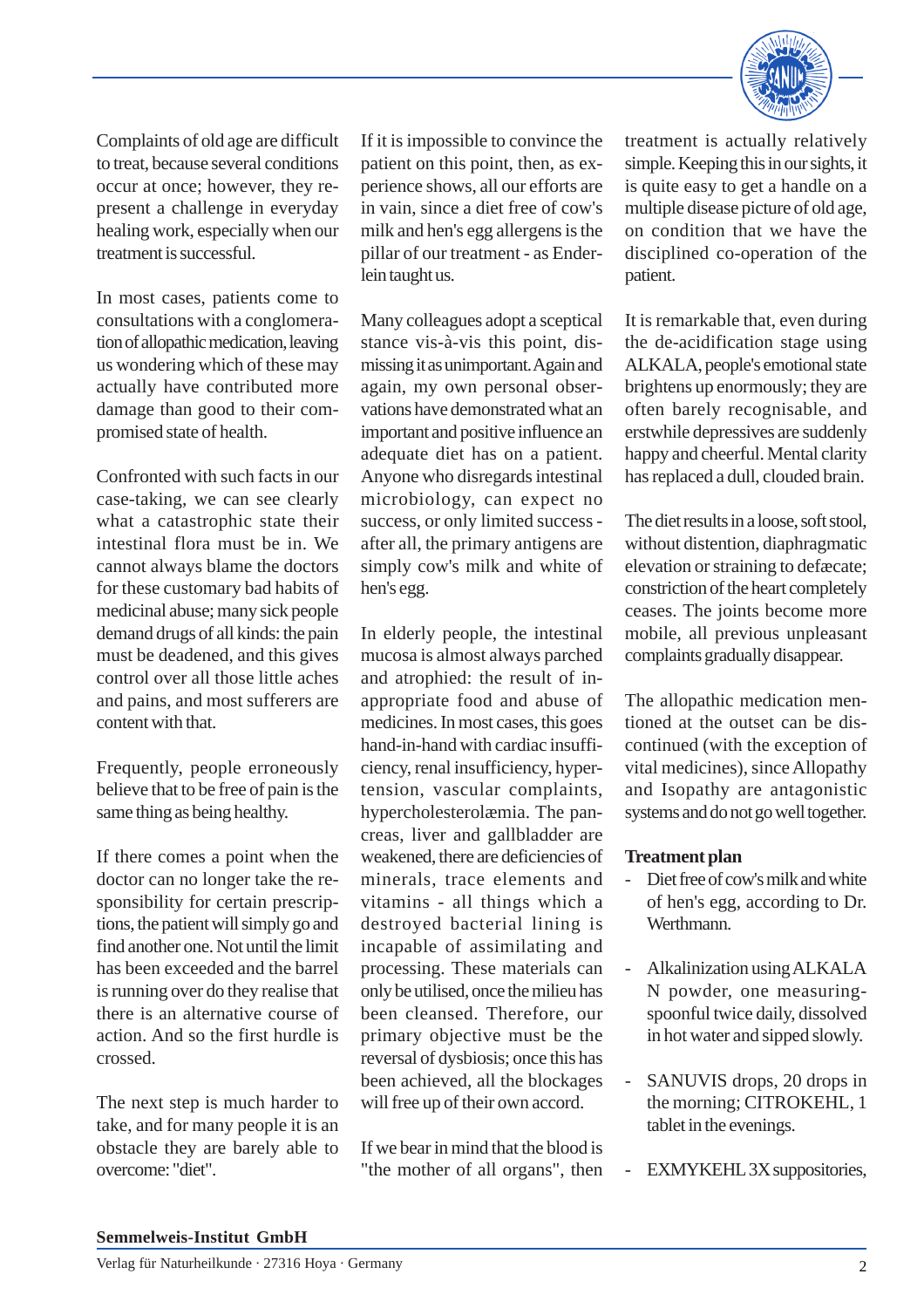Complaints of old age are difficult to treat, because several conditions occur at once; however, they represent a challenge in everyday healing work, especially when our treatment is successful.

In most cases, patients come to consultations with a conglomeration of allopathic medication, leaving us wondering which of these may actually have contributed more damage than good to their compromised state of health.

Confronted with such facts in our case-taking, we can see clearly what a catastrophic state their intestinal flora must be in. We cannot always blame the doctors for these customary bad habits of medicinal abuse; many sick people demand drugs of all kinds: the pain must be deadened, and this gives control over all those little aches and pains, and most sufferers are content with that.

Frequently, people erroneously believe that to be free of pain is the same thing as being healthy.

If there comes a point when the doctor can no longer take the responsibility for certain prescriptions, the patient will simply go and find another one. Not until the limit has been exceeded and the barrel is running over do they realise that there is an alternative course of action. And so the first hurdle is crossed.

The next step is much harder to take, and for many people it is an obstacle they are barely able to overcome: "diet".

If it is impossible to convince the patient on this point, then, as experience shows, all our efforts are in vain, since a diet free of cow's milk and hen's egg allergens is the pillar of our treatment - as Enderlein taught us.

Many colleagues adopt a sceptical stance vis-à-vis this point, dismissing it as unimportant. Again and again, my own personal observations have demonstrated what an important and positive influence an adequate diet has on a patient. Anyone who disregards intestinal microbiology, can expect no success, or only limited success - after all, the primary antigens are simply cow's milk and white of hen's egg.

In elderly people, the intestinal mucosa is almost always parched and atrophied: the result of inappropriate food and abuse of medicines. In most cases, this goes hand-in-hand with cardiac insufficiency, renal insufficiency, hypertension, vascular complaints, hypercholesterolæmia. The pancreas, liver and gallbladder are weakened, there are deficiencies of minerals, trace elements and vitamins - all things which a destroyed bacterial lining is incapable of assimilating and processing. These materials can only be utilised, once the milieu has been cleansed. Therefore, our primary objective must be the reversal of dysbiosis; once this has been achieved, all the blockages will free up of their own accord.

If we bear in mind that the blood is "the mother of all organs", then treatment is actually relatively simple. Keeping this in our sights, it is quite easy to get a handle on a multiple disease picture of old age, on condition that we have the disciplined co-operation of the patient.

It is remarkable that, even during the de-acidification stage using ALKALA, people's emotional state brightens up enormously; they are often barely recognisable, and erstwhile depressives are suddenly happy and cheerful. Mental clarity has replaced a dull, clouded brain.

The diet results in a loose, soft stool, without distention, diaphragmatic elevation or straining to defæcate; constriction of the heart completely ceases. The joints become more mobile, all previous unpleasant complaints gradually disappear.

The allopathic medication mentioned at the outset can be discontinued (with the exception of vital medicines), since Allopathy and Isopathy are antagonistic systems and do not go well together.

**Treatment plan**

- Diet free of cow's milk and white of hen's egg, according to Dr. Werthmann.
- Alkalinization using ALKALA N powder, one measuring-spoonful twice daily, dissolved in hot water and sipped slowly.
- SANUVIS drops, 20 drops in the morning; CITROKEHL, 1 tablet in the evenings.
- EXMYKEHL 3X suppositories,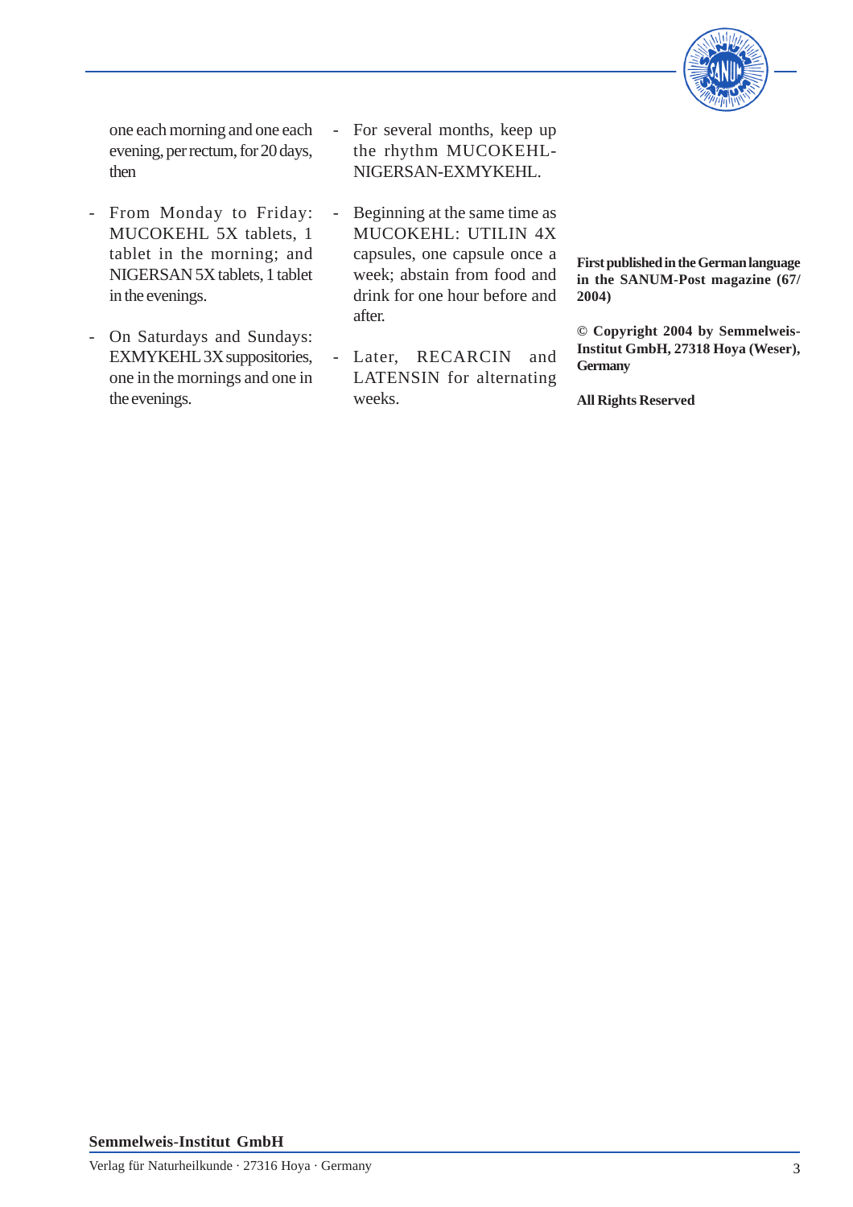one each morning and one each evening, per rectum, for 20 days, then

- From Monday to Friday: MUCOKEHL 5X tablets, 1 tablet in the morning; and NIGERSAN 5X tablets, 1 tablet in the evenings.
- On Saturdays and Sundays: EXMYKEHL 3X suppositories, one in the mornings and one in the evenings.
- For several months, keep up the rhythm MUCOKEHL-NIGERSAN-EXMYKEHL.
- Beginning at the same time as MUCOKEHL: UTILIN 4X capsules, one capsule once a week; abstain from food and drink for one hour before and after.
- Later, RECARCIN and LATENSIN for alternating weeks.

**First published in the German language in the SANUM-Post magazine (67/ 2004)**

**© Copyright 2004 by Semmelweis-Institut GmbH, 27318 Hoya (Weser), Germany**

**All Rights Reserved**

**Semmelweis-Institut GmbH**

Verlag für Naturheilkunde · 27316 Hoya · Germany